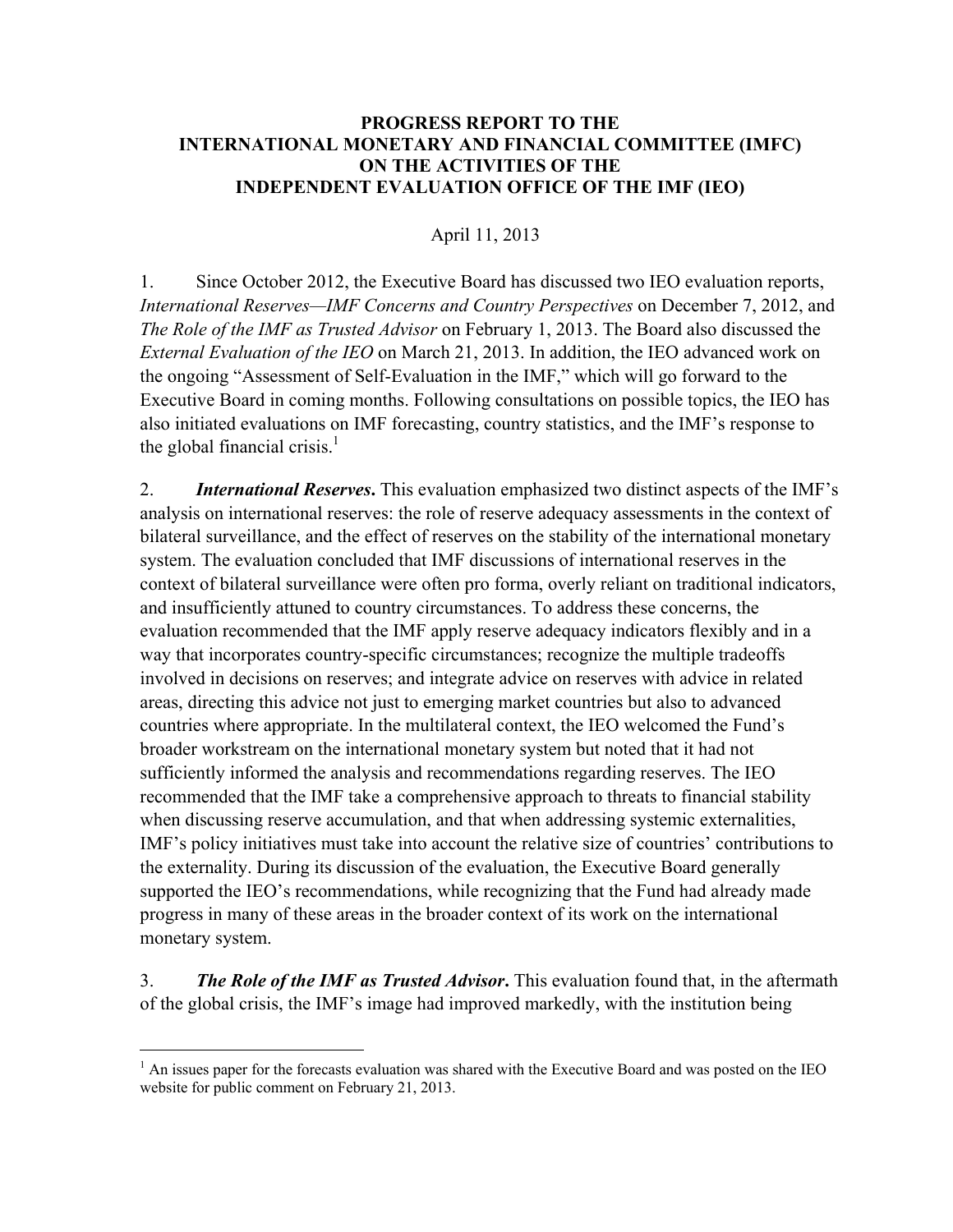# PROGRESS REPORT TO THE INTERNATIONAL MONETARY AND FINANCIAL COMMITTEE (IMFC) ON THE ACTIVITIES OF THE INDEPENDENT EVALUATION OFFICE OF THE IMF (IEO)

April 11, 2013

1. Since October 2012, the Executive Board has discussed two IEO evaluation reports, *International Reserves—IMF Concerns and Country Perspectives* on December 7, 2012, and *The Role of the IMF as Trusted Advisor* on February 1, 2013. The Board also discussed the *External Evaluation of the IEO* on March 21, 2013. In addition, the IEO advanced work on the ongoing "Assessment of Self-Evaluation in the IMF," which will go forward to the Executive Board in coming months. Following consultations on possible topics, the IEO has also initiated evaluations on IMF forecasting, country statistics, and the IMF's response to the global financial crisis.[1]

2. ***International Reserves*.** This evaluation emphasized two distinct aspects of the IMF's analysis on international reserves: the role of reserve adequacy assessments in the context of bilateral surveillance, and the effect of reserves on the stability of the international monetary system. The evaluation concluded that IMF discussions of international reserves in the context of bilateral surveillance were often pro forma, overly reliant on traditional indicators, and insufficiently attuned to country circumstances. To address these concerns, the evaluation recommended that the IMF apply reserve adequacy indicators flexibly and in a way that incorporates country-specific circumstances; recognize the multiple tradeoffs involved in decisions on reserves; and integrate advice on reserves with advice in related areas, directing this advice not just to emerging market countries but also to advanced countries where appropriate. In the multilateral context, the IEO welcomed the Fund's broader workstream on the international monetary system but noted that it had not sufficiently informed the analysis and recommendations regarding reserves. The IEO recommended that the IMF take a comprehensive approach to threats to financial stability when discussing reserve accumulation, and that when addressing systemic externalities, IMF's policy initiatives must take into account the relative size of countries' contributions to the externality. During its discussion of the evaluation, the Executive Board generally supported the IEO's recommendations, while recognizing that the Fund had already made progress in many of these areas in the broader context of its work on the international monetary system.

3. ***The Role of the IMF as Trusted Advisor*.** This evaluation found that, in the aftermath of the global crisis, the IMF's image had improved markedly, with the institution being

[1] An issues paper for the forecasts evaluation was shared with the Executive Board and was posted on the IEO website for public comment on February 21, 2013.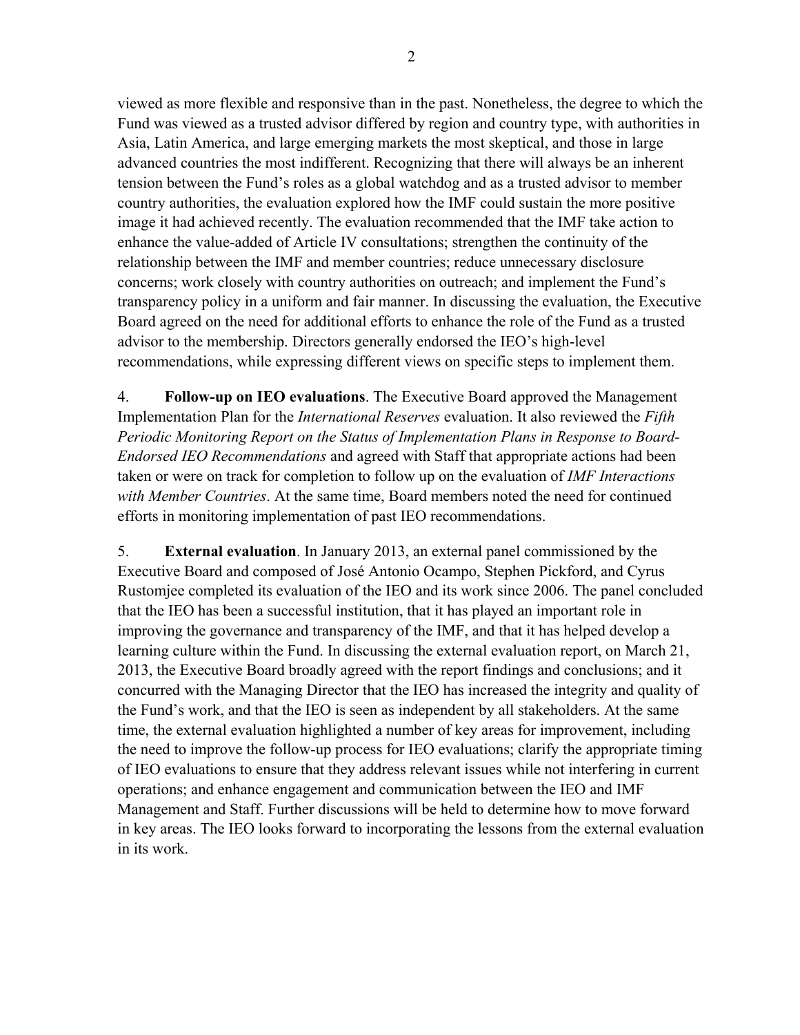viewed as more flexible and responsive than in the past. Nonetheless, the degree to which the Fund was viewed as a trusted advisor differed by region and country type, with authorities in Asia, Latin America, and large emerging markets the most skeptical, and those in large advanced countries the most indifferent. Recognizing that there will always be an inherent tension between the Fund's roles as a global watchdog and as a trusted advisor to member country authorities, the evaluation explored how the IMF could sustain the more positive image it had achieved recently. The evaluation recommended that the IMF take action to enhance the value-added of Article IV consultations; strengthen the continuity of the relationship between the IMF and member countries; reduce unnecessary disclosure concerns; work closely with country authorities on outreach; and implement the Fund's transparency policy in a uniform and fair manner. In discussing the evaluation, the Executive Board agreed on the need for additional efforts to enhance the role of the Fund as a trusted advisor to the membership. Directors generally endorsed the IEO's high-level recommendations, while expressing different views on specific steps to implement them.

4. **Follow-up on IEO evaluations**. The Executive Board approved the Management Implementation Plan for the *International Reserves* evaluation. It also reviewed the *Fifth Periodic Monitoring Report on the Status of Implementation Plans in Response to Board-Endorsed IEO Recommendations* and agreed with Staff that appropriate actions had been taken or were on track for completion to follow up on the evaluation of *IMF Interactions with Member Countries*. At the same time, Board members noted the need for continued efforts in monitoring implementation of past IEO recommendations.

5. **External evaluation**. In January 2013, an external panel commissioned by the Executive Board and composed of José Antonio Ocampo, Stephen Pickford, and Cyrus Rustomjee completed its evaluation of the IEO and its work since 2006. The panel concluded that the IEO has been a successful institution, that it has played an important role in improving the governance and transparency of the IMF, and that it has helped develop a learning culture within the Fund. In discussing the external evaluation report, on March 21, 2013, the Executive Board broadly agreed with the report findings and conclusions; and it concurred with the Managing Director that the IEO has increased the integrity and quality of the Fund's work, and that the IEO is seen as independent by all stakeholders. At the same time, the external evaluation highlighted a number of key areas for improvement, including the need to improve the follow-up process for IEO evaluations; clarify the appropriate timing of IEO evaluations to ensure that they address relevant issues while not interfering in current operations; and enhance engagement and communication between the IEO and IMF Management and Staff. Further discussions will be held to determine how to move forward in key areas. The IEO looks forward to incorporating the lessons from the external evaluation in its work.